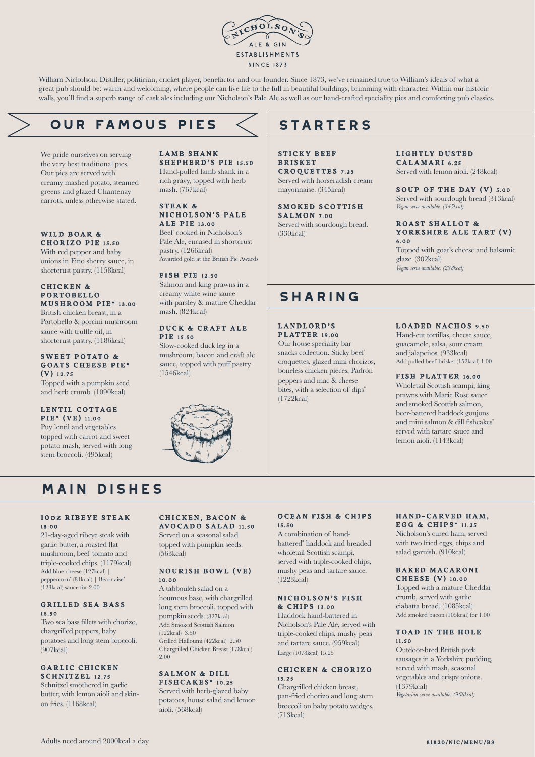NICHOLSON'S

ALE & GIN

ESTABLISHMENTS

SINCE 1873

William Nicholson. Distiller, politician, cricket player, benefactor and our founder. Since 1873, we've remained true to William's ideals of what a great pub should be: warm and welcoming, where people can live life to the full in beautiful buildings, brimming with character. Within our historic walls, you'll find a superb range of cask ales including our Nicholson's Pale Ale as well as our hand-crafted speciality pies and comforting pub classics.

## OUR FAMOUS PIES

We pride ourselves on serving the very best traditional pies. Our pies are served with creamy mashed potato, steamed greens and glazed Chantenay carrots, unless otherwise stated.

### WILD BOAR & CHORIZO PIE 15.50
With red pepper and baby onions in Fino sherry sauce, in shortcrust pastry. (1158kcal)

### CHICKEN & PORTOBELLO MUSHROOM PIE* 13.00
British chicken breast, in a Portobello & porcini mushroom sauce with truffle oil, in shortcrust pastry. (1186kcal)

### SWEET POTATO & GOATS CHEESE PIE* (V) 12.75
Topped with a pumpkin seed and herb crumb. (1090kcal)

### LENTIL COTTAGE PIE* (VE) 11.00
Puy lentil and vegetables topped with carrot and sweet potato mash, served with long stem broccoli. (495kcal)

### LAMB SHANK SHEPHERD'S PIE 15.50
Hand-pulled lamb shank in a rich gravy, topped with herb mash. (767kcal)

### STEAK & NICHOLSON'S PALE ALE PIE 13.00
Beef cooked in Nicholson's Pale Ale, encased in shortcrust pastry. (1266kcal)
Awarded gold at the British Pie Awards

### FISH PIE 12.50
Salmon and king prawns in a creamy white wine sauce with parsley & mature Cheddar mash. (824kcal)

### DUCK & CRAFT ALE PIE 15.50
Slow-cooked duck leg in a mushroom, bacon and craft ale sauce, topped with puff pastry. (1546kcal)

## STARTERS

### STICKY BEEF BRISKET CROQUETTES 7.25
Served with horseradish cream mayonnaise. (345kcal)

### SMOKED SCOTTISH SALMON 7.00
Served with sourdough bread. (330kcal)

### LIGHTLY DUSTED CALAMARI 6.25
Served with lemon aioli. (248kcal)

### SOUP OF THE DAY (V) 5.00
Served with sourdough bread (313kcal)
*Vegan serve available. (345kcal)*

### ROAST SHALLOT & YORKSHIRE ALE TART (V) 6.00
Topped with goat's cheese and balsamic glaze. (302kcal)
*Vegan serve available. (238kcal)*

## SHARING

### LANDLORD'S PLATTER 19.00
Our house speciality bar snacks collection. Sticky beef croquettes, glazed mini chorizos, boneless chicken pieces, Padrón peppers and mac & cheese bites, with a selection of dips* (1722kcal)

### LOADED NACHOS 9.50
Hand-cut tortillas, cheese sauce, guacamole, salsa, sour cream and jalapeños. (933kcal)
Add pulled beef brisket (152kcal) 1.00

### FISH PLATTER 16.00
Wholetail Scottish scampi, king prawns with Marie Rose sauce and smoked Scottish salmon, beer-battered haddock goujons and mini salmon & dill fishcakes* served with tartare sauce and lemon aioli. (1143kcal)

## MAIN DISHES

### 10oz RIBEYE STEAK 18.00
21-day-aged ribeye steak with garlic butter, a roasted flat mushroom, beef tomato and triple-cooked chips. (1179kcal)
Add blue cheese (127kcal) | peppercorn* (81kcal) | Béarnaise* (123kcal) sauce for 2.00

### GRILLED SEA BASS 16.50
Two sea bass fillets with chorizo, chargrilled peppers, baby potatoes and long stem broccoli. (907kcal)

### GARLIC CHICKEN SCHNITZEL 12.75
Schnitzel smothered in garlic butter, with lemon aioli and skin-on fries. (1168kcal)

### CHICKEN, BACON & AVOCADO SALAD 11.50
Served on a seasonal salad topped with pumpkin seeds. (563kcal)

### NOURISH BOWL (VE) 10.00
A tabbouleh salad on a houmous base, with chargrilled long stem broccoli, topped with pumpkin seeds. (827kcal)
Add Smoked Scottish Salmon (122kcal) 3.50
Grilled Halloumi (422kcal) 2.50
Chargrilled Chicken Breast (178kcal) 2.00

### SALMON & DILL FISHCAKES* 10.25
Served with herb-glazed baby potatoes, house salad and lemon aioli. (568kcal)

### OCEAN FISH & CHIPS 15.50
A combination of hand-battered* haddock and breaded wholetail Scottish scampi, served with triple-cooked chips, mushy peas and tartare sauce. (1223kcal)

### NICHOLSON'S FISH & CHIPS 13.00
Haddock hand-battered in Nicholson's Pale Ale, served with triple-cooked chips, mushy peas and tartare sauce. (959kcal)
Large (1078kcal) 15.25

### CHICKEN & CHORIZO 13.25
Chargrilled chicken breast, pan-fried chorizo and long stem broccoli on baby potato wedges. (713kcal)

### HAND-CARVED HAM, EGG & CHIPS* 11.25
Nicholson's cured ham, served with two fried eggs, chips and salad garnish. (910kcal)

### BAKED MACARONI CHEESE (V) 10.00
Topped with a mature Cheddar crumb, served with garlic ciabatta bread. (1085kcal)
Add smoked bacon (105kcal) for 1.00

### TOAD IN THE HOLE 11.50
Outdoor-bred British pork sausages in a Yorkshire pudding, served with mash, seasonal vegetables and crispy onions. (1379kcal)
*Vegetarian serve available. (968kcal)*

Adults need around 2000kcal a day

81820/NIC/MENU/B3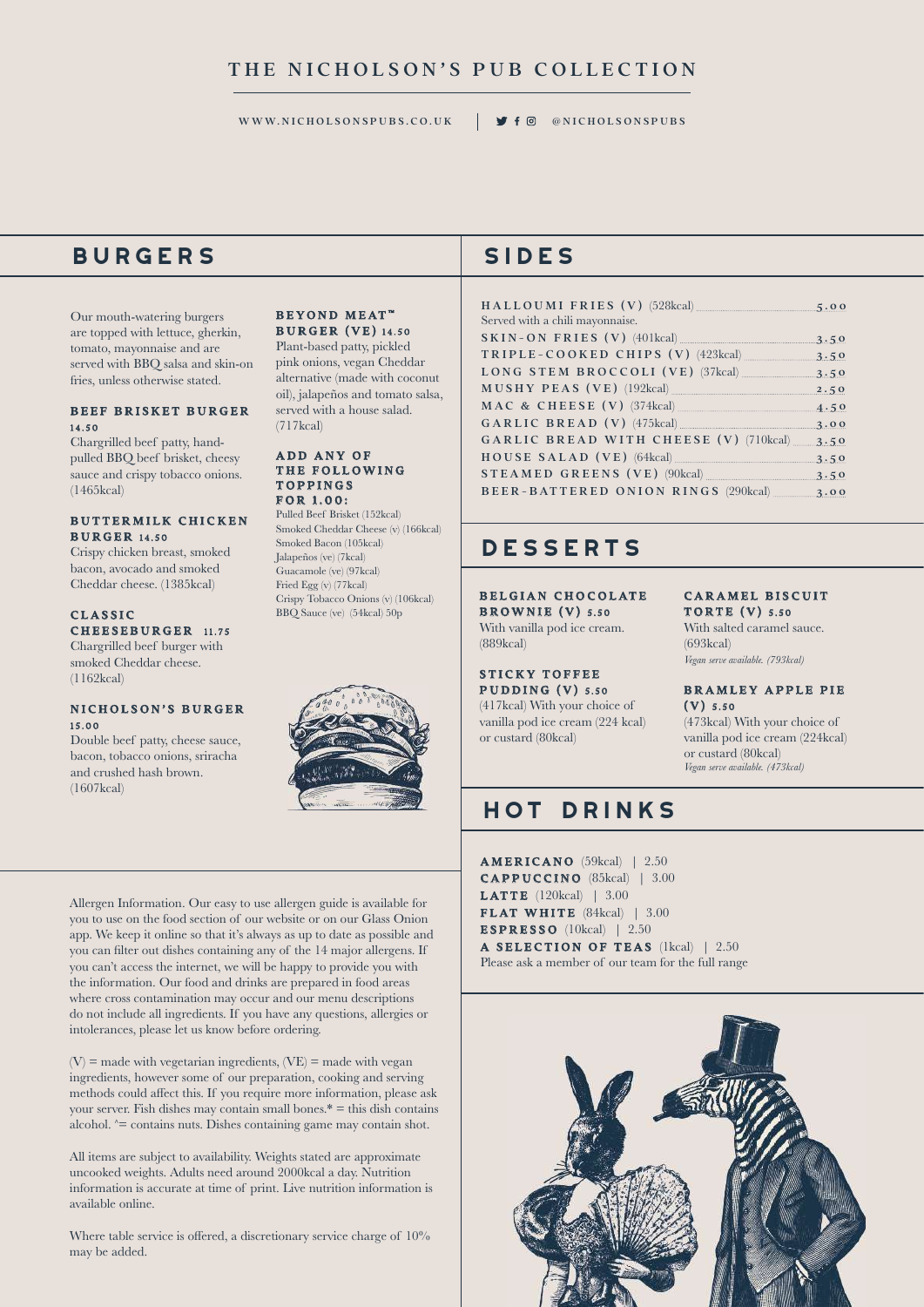# THE NICHOLSON'S PUB COLLECTION

WWW.NICHOLSONSPUBS.CO.UK | @NICHOLSONSPUBS

## BURGERS

Our mouth-watering burgers are topped with lettuce, gherkin, tomato, mayonnaise and are served with BBQ salsa and skin-on fries, unless otherwise stated.

### BEEF BRISKET BURGER 14.50

Chargrilled beef patty, hand-pulled BBQ beef brisket, cheesy sauce and crispy tobacco onions. (1465kcal)

### BUTTERMILK CHICKEN BURGER 14.50

Crispy chicken breast, smoked bacon, avocado and smoked Cheddar cheese. (1385kcal)

### CLASSIC CHEESEBURGER 11.75

Chargrilled beef burger with smoked Cheddar cheese. (1162kcal)

### NICHOLSON'S BURGER 15.00

Double beef patty, cheese sauce, bacon, tobacco onions, sriracha and crushed hash brown. (1607kcal)

### BEYOND MEAT™ BURGER (VE) 14.50

Plant-based patty, pickled pink onions, vegan Cheddar alternative (made with coconut oil), jalapeños and tomato salsa, served with a house salad. (717kcal)

### ADD ANY OF THE FOLLOWING TOPPINGS FOR 1.00:

Pulled Beef Brisket (152kcal)
Smoked Cheddar Cheese (v) (166kcal)
Smoked Bacon (105kcal)
Jalapeños (ve) (7kcal)
Guacamole (ve) (97kcal)
Fried Egg (v) (77kcal)
Crispy Tobacco Onions (v) (106kcal)
BBQ Sauce (ve) (54kcal) 50p

Allergen Information. Our easy to use allergen guide is available for you to use on the food section of our website or on our Glass Onion app. We keep it online so that it's always as up to date as possible and you can filter out dishes containing any of the 14 major allergens. If you can't access the internet, we will be happy to provide you with the information. Our food and drinks are prepared in food areas where cross contamination may occur and our menu descriptions do not include all ingredients. If you have any questions, allergies or intolerances, please let us know before ordering.

(V) = made with vegetarian ingredients, (VE) = made with vegan ingredients, however some of our preparation, cooking and serving methods could affect this. If you require more information, please ask your server. Fish dishes may contain small bones.* = this dish contains alcohol. ^= contains nuts. Dishes containing game may contain shot.

All items are subject to availability. Weights stated are approximate uncooked weights. Adults need around 2000kcal a day. Nutrition information is accurate at time of print. Live nutrition information is available online.

Where table service is offered, a discretionary service charge of 10% may be added.

## SIDES

| | |
|---|---|
| HALLOUMI FRIES (V) (528kcal)<br>Served with a chili mayonnaise. | 5.00 |
| SKIN-ON FRIES (V) (401kcal) | 3.50 |
| TRIPLE-COOKED CHIPS (V) (423kcal) | 3.50 |
| LONG STEM BROCCOLI (VE) (37kcal) | 3.50 |
| MUSHY PEAS (VE) (192kcal) | 2.50 |
| MAC & CHEESE (V) (374kcal) | 4.50 |
| GARLIC BREAD (V) (475kcal) | 3.00 |
| GARLIC BREAD WITH CHEESE (V) (710kcal) | 3.50 |
| HOUSE SALAD (VE) (64kcal) | 3.50 |
| STEAMED GREENS (VE) (90kcal) | 3.50 |
| BEER-BATTERED ONION RINGS (290kcal) | 3.00 |

## DESSERTS

### BELGIAN CHOCOLATE BROWNIE (V) 5.50

With vanilla pod ice cream. (889kcal)

### STICKY TOFFEE PUDDING (V) 5.50

(417kcal) With your choice of vanilla pod ice cream (224 kcal) or custard (80kcal)

### CARAMEL BISCUIT TORTE (V) 5.50

With salted caramel sauce. (693kcal)
*Vegan serve available. (793kcal)*

### BRAMLEY APPLE PIE (V) 5.50

(473kcal) With your choice of vanilla pod ice cream (224kcal) or custard (80kcal)
*Vegan serve available. (473kcal)*

## HOT DRINKS

**AMERICANO** (59kcal) | 2.50
**CAPPUCCINO** (85kcal) | 3.00
**LATTE** (120kcal) | 3.00
**FLAT WHITE** (84kcal) | 3.00
**ESPRESSO** (10kcal) | 2.50
**A SELECTION OF TEAS** (1kcal) | 2.50
Please ask a member of our team for the full range